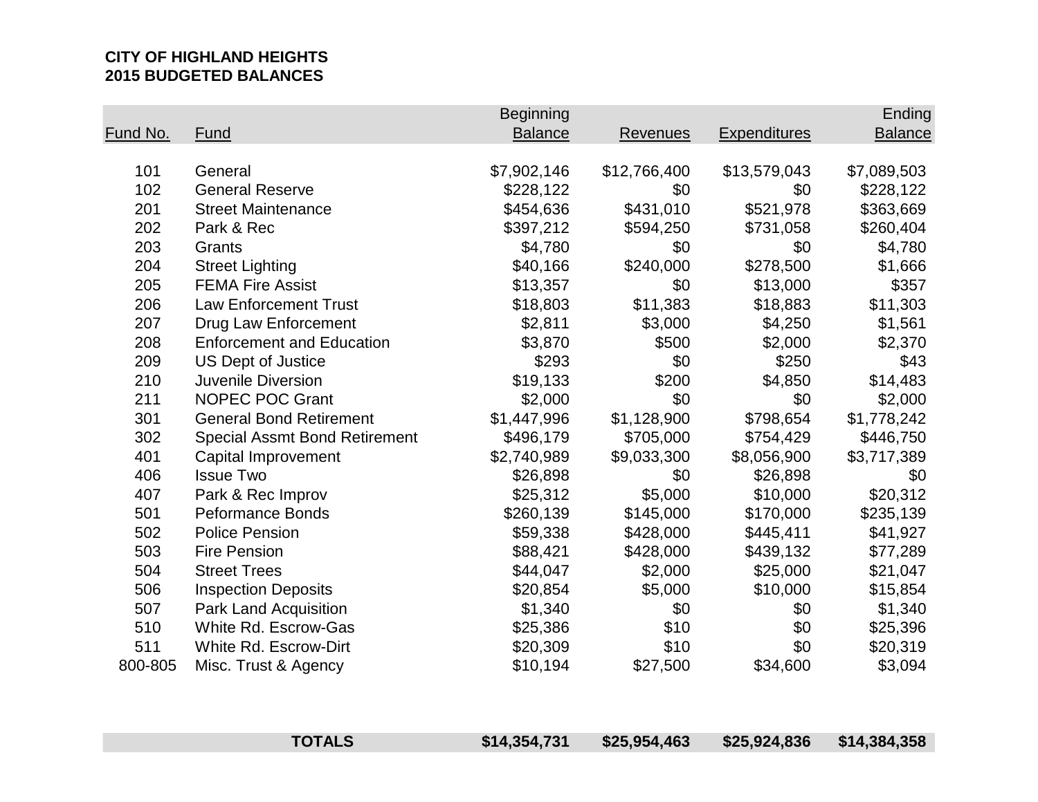**CITY OF HIGHLAND HEIGHTS**
**2015 BUDGETED BALANCES**

| Fund No. | Fund | Beginning Balance | Revenues | Expenditures | Ending Balance |
|---|---|---|---|---|---|
| 101 | General | $7,902,146 | $12,766,400 | $13,579,043 | $7,089,503 |
| 102 | General Reserve | $228,122 | $0 | $0 | $228,122 |
| 201 | Street Maintenance | $454,636 | $431,010 | $521,978 | $363,669 |
| 202 | Park & Rec | $397,212 | $594,250 | $731,058 | $260,404 |
| 203 | Grants | $4,780 | $0 | $0 | $4,780 |
| 204 | Street Lighting | $40,166 | $240,000 | $278,500 | $1,666 |
| 205 | FEMA Fire Assist | $13,357 | $0 | $13,000 | $357 |
| 206 | Law Enforcement Trust | $18,803 | $11,383 | $18,883 | $11,303 |
| 207 | Drug Law Enforcement | $2,811 | $3,000 | $4,250 | $1,561 |
| 208 | Enforcement and Education | $3,870 | $500 | $2,000 | $2,370 |
| 209 | US Dept of Justice | $293 | $0 | $250 | $43 |
| 210 | Juvenile Diversion | $19,133 | $200 | $4,850 | $14,483 |
| 211 | NOPEC POC Grant | $2,000 | $0 | $0 | $2,000 |
| 301 | General Bond Retirement | $1,447,996 | $1,128,900 | $798,654 | $1,778,242 |
| 302 | Special Assmt Bond Retirement | $496,179 | $705,000 | $754,429 | $446,750 |
| 401 | Capital Improvement | $2,740,989 | $9,033,300 | $8,056,900 | $3,717,389 |
| 406 | Issue Two | $26,898 | $0 | $26,898 | $0 |
| 407 | Park & Rec Improv | $25,312 | $5,000 | $10,000 | $20,312 |
| 501 | Peformance Bonds | $260,139 | $145,000 | $170,000 | $235,139 |
| 502 | Police Pension | $59,338 | $428,000 | $445,411 | $41,927 |
| 503 | Fire Pension | $88,421 | $428,000 | $439,132 | $77,289 |
| 504 | Street Trees | $44,047 | $2,000 | $25,000 | $21,047 |
| 506 | Inspection Deposits | $20,854 | $5,000 | $10,000 | $15,854 |
| 507 | Park Land Acquisition | $1,340 | $0 | $0 | $1,340 |
| 510 | White Rd. Escrow-Gas | $25,386 | $10 | $0 | $25,396 |
| 511 | White Rd. Escrow-Dirt | $20,309 | $10 | $0 | $20,319 |
| 800-805 | Misc. Trust & Agency | $10,194 | $27,500 | $34,600 | $3,094 |
| | **TOTALS** | **$14,354,731** | **$25,954,463** | **$25,924,836** | **$14,384,358** |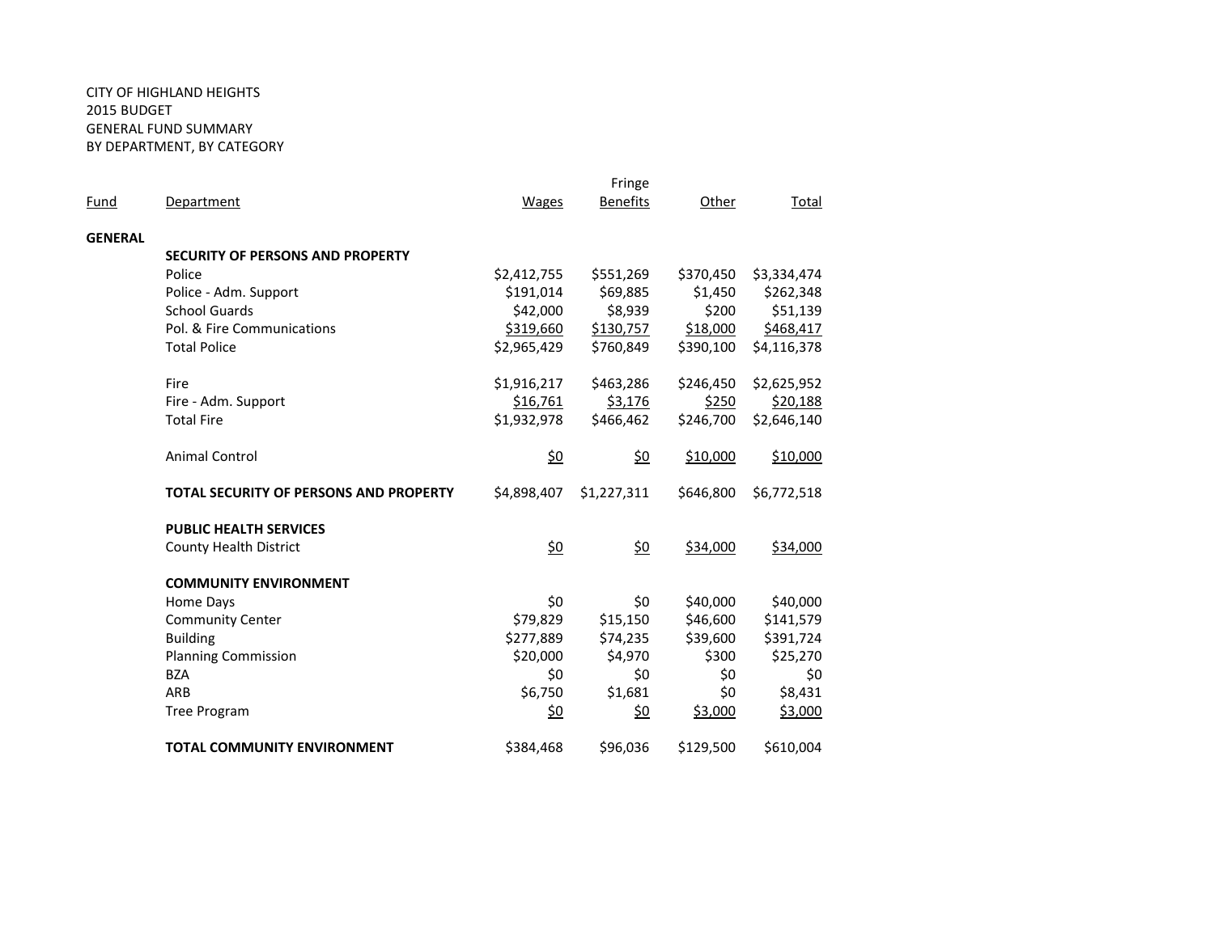CITY OF HIGHLAND HEIGHTS
2015 BUDGET
GENERAL FUND SUMMARY
BY DEPARTMENT, BY CATEGORY

| Fund | Department | Wages | Fringe Benefits | Other | Total |
|---|---|---|---|---|---|
| **GENERAL** | | | | | |
| | **SECURITY OF PERSONS AND PROPERTY** | | | | |
| | Police | $2,412,755 | $551,269 | $370,450 | $3,334,474 |
| | Police - Adm. Support | $191,014 | $69,885 | $1,450 | $262,348 |
| | School Guards | $42,000 | $8,939 | $200 | $51,139 |
| | Pol. & Fire Communications | $319,660 | $130,757 | $18,000 | $468,417 |
| | Total Police | $2,965,429 | $760,849 | $390,100 | $4,116,378 |
| | | | | | |
| | Fire | $1,916,217 | $463,286 | $246,450 | $2,625,952 |
| | Fire - Adm. Support | $16,761 | $3,176 | $250 | $20,188 |
| | Total Fire | $1,932,978 | $466,462 | $246,700 | $2,646,140 |
| | | | | | |
| | Animal Control | $0 | $0 | $10,000 | $10,000 |
| | | | | | |
| | **TOTAL SECURITY OF PERSONS AND PROPERTY** | $4,898,407 | $1,227,311 | $646,800 | $6,772,518 |
| | | | | | |
| | **PUBLIC HEALTH SERVICES** | | | | |
| | County Health District | $0 | $0 | $34,000 | $34,000 |
| | | | | | |
| | **COMMUNITY ENVIRONMENT** | | | | |
| | Home Days | $0 | $0 | $40,000 | $40,000 |
| | Community Center | $79,829 | $15,150 | $46,600 | $141,579 |
| | Building | $277,889 | $74,235 | $39,600 | $391,724 |
| | Planning Commission | $20,000 | $4,970 | $300 | $25,270 |
| | BZA | $0 | $0 | $0 | $0 |
| | ARB | $6,750 | $1,681 | $0 | $8,431 |
| | Tree Program | $0 | $0 | $3,000 | $3,000 |
| | | | | | |
| | **TOTAL COMMUNITY ENVIRONMENT** | $384,468 | $96,036 | $129,500 | $610,004 |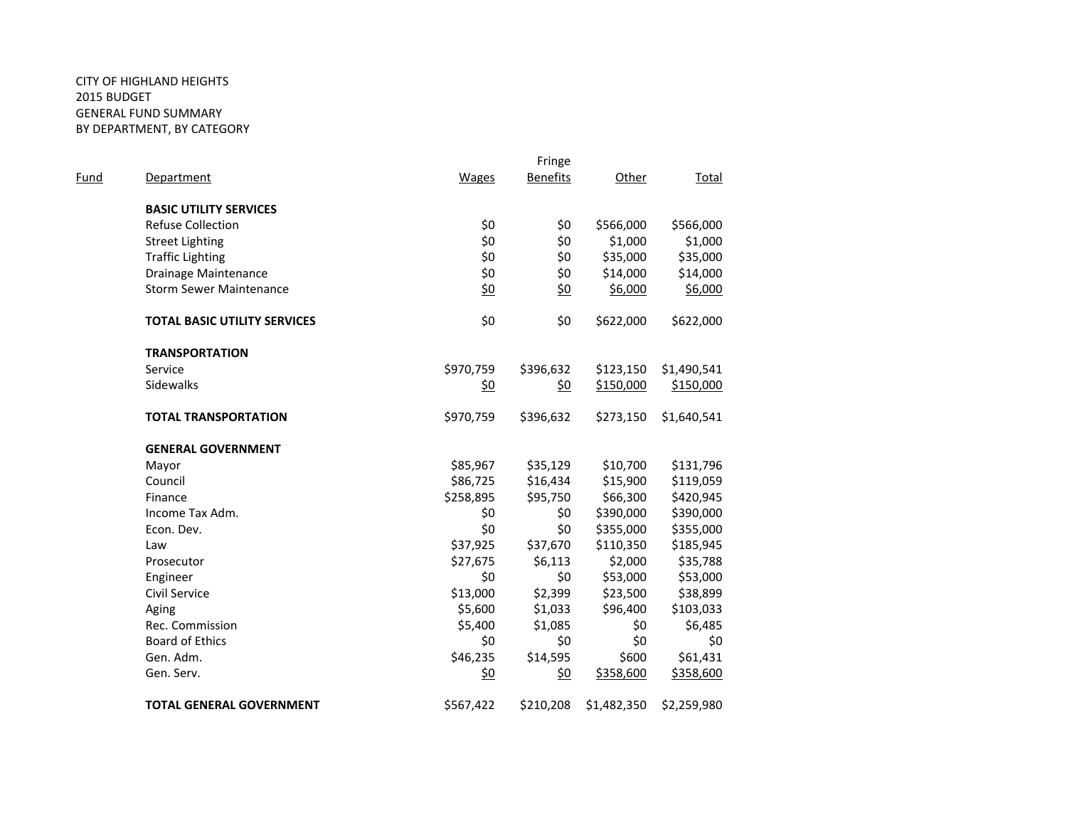CITY OF HIGHLAND HEIGHTS
2015 BUDGET
GENERAL FUND SUMMARY
BY DEPARTMENT, BY CATEGORY

| Fund | Department | Wages | Fringe Benefits | Other | Total |
|---|---|---|---|---|---|
| | **BASIC UTILITY SERVICES** | | | | |
| | Refuse Collection | $0 | $0 | $566,000 | $566,000 |
| | Street Lighting | $0 | $0 | $1,000 | $1,000 |
| | Traffic Lighting | $0 | $0 | $35,000 | $35,000 |
| | Drainage Maintenance | $0 | $0 | $14,000 | $14,000 |
| | Storm Sewer Maintenance | $0 | $0 | $6,000 | $6,000 |
| | **TOTAL BASIC UTILITY SERVICES** | $0 | $0 | $622,000 | $622,000 |
| | **TRANSPORTATION** | | | | |
| | Service | $970,759 | $396,632 | $123,150 | $1,490,541 |
| | Sidewalks | $0 | $0 | $150,000 | $150,000 |
| | **TOTAL TRANSPORTATION** | $970,759 | $396,632 | $273,150 | $1,640,541 |
| | **GENERAL GOVERNMENT** | | | | |
| | Mayor | $85,967 | $35,129 | $10,700 | $131,796 |
| | Council | $86,725 | $16,434 | $15,900 | $119,059 |
| | Finance | $258,895 | $95,750 | $66,300 | $420,945 |
| | Income Tax Adm. | $0 | $0 | $390,000 | $390,000 |
| | Econ. Dev. | $0 | $0 | $355,000 | $355,000 |
| | Law | $37,925 | $37,670 | $110,350 | $185,945 |
| | Prosecutor | $27,675 | $6,113 | $2,000 | $35,788 |
| | Engineer | $0 | $0 | $53,000 | $53,000 |
| | Civil Service | $13,000 | $2,399 | $23,500 | $38,899 |
| | Aging | $5,600 | $1,033 | $96,400 | $103,033 |
| | Rec. Commission | $5,400 | $1,085 | $0 | $6,485 |
| | Board of Ethics | $0 | $0 | $0 | $0 |
| | Gen. Adm. | $46,235 | $14,595 | $600 | $61,431 |
| | Gen. Serv. | $0 | $0 | $358,600 | $358,600 |
| | **TOTAL GENERAL GOVERNMENT** | $567,422 | $210,208 | $1,482,350 | $2,259,980 |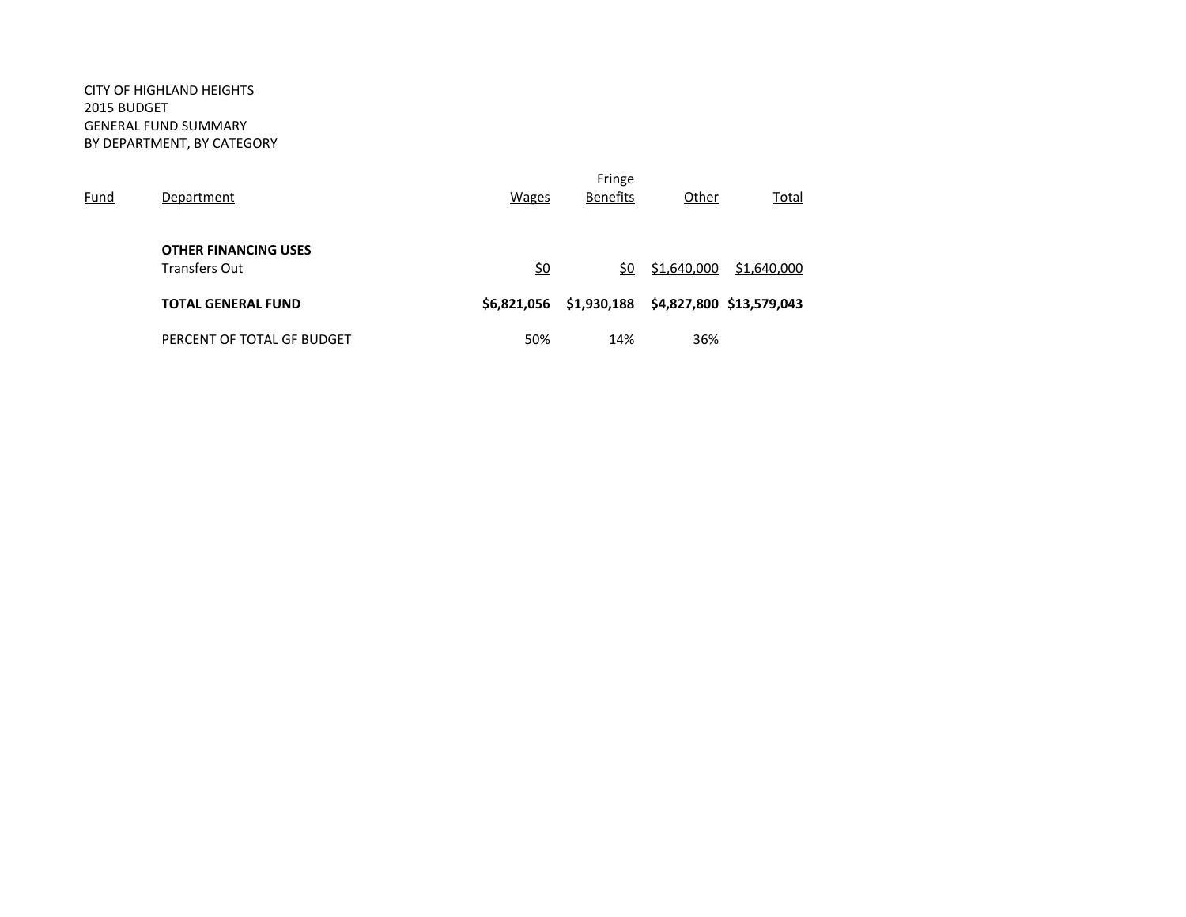CITY OF HIGHLAND HEIGHTS
2015 BUDGET
GENERAL FUND SUMMARY
BY DEPARTMENT, BY CATEGORY

| Fund | Department | Wages | Fringe Benefits | Other | Total |
|---|---|---|---|---|---|
| | **OTHER FINANCING USES** | | | | |
| | Transfers Out | $0 | $0 | $1,640,000 | $1,640,000 |
| | **TOTAL GENERAL FUND** | **$6,821,056** | **$1,930,188** | **$4,827,800** | **$13,579,043** |
| | PERCENT OF TOTAL GF BUDGET | 50% | 14% | 36% | |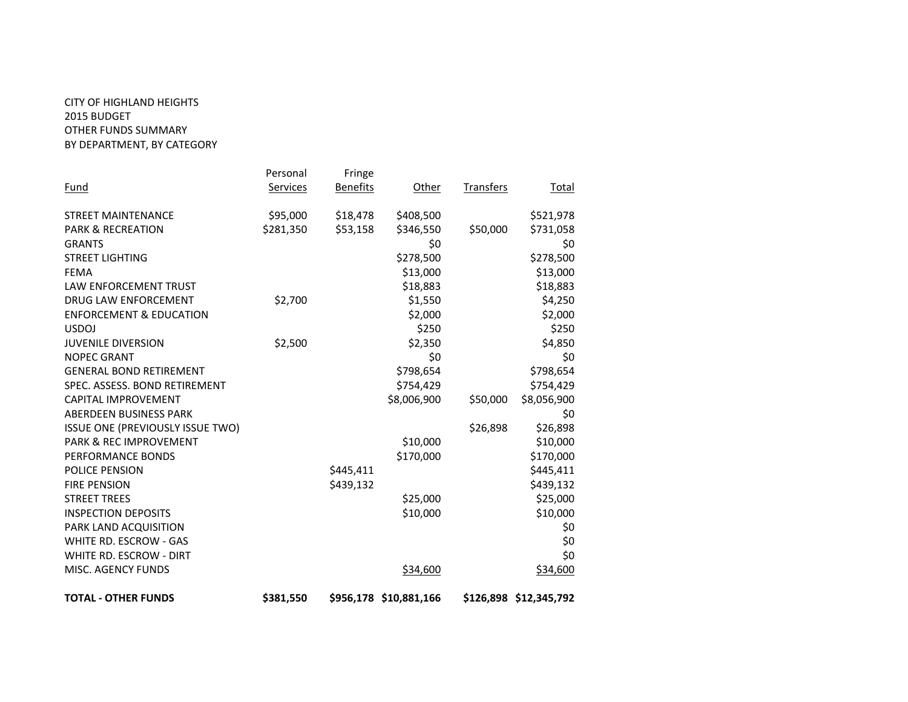CITY OF HIGHLAND HEIGHTS
2015 BUDGET
OTHER FUNDS SUMMARY
BY DEPARTMENT, BY CATEGORY

| Fund | Personal Services | Fringe Benefits | Other | Transfers | Total |
|---|---|---|---|---|---|
| STREET MAINTENANCE | $95,000 | $18,478 | $408,500 | | $521,978 |
| PARK & RECREATION | $281,350 | $53,158 | $346,550 | $50,000 | $731,058 |
| GRANTS | | | $0 | | $0 |
| STREET LIGHTING | | | $278,500 | | $278,500 |
| FEMA | | | $13,000 | | $13,000 |
| LAW ENFORCEMENT TRUST | | | $18,883 | | $18,883 |
| DRUG LAW ENFORCEMENT | $2,700 | | $1,550 | | $4,250 |
| ENFORCEMENT & EDUCATION | | | $2,000 | | $2,000 |
| USDOJ | | | $250 | | $250 |
| JUVENILE DIVERSION | $2,500 | | $2,350 | | $4,850 |
| NOPEC GRANT | | | $0 | | $0 |
| GENERAL BOND RETIREMENT | | | $798,654 | | $798,654 |
| SPEC. ASSESS. BOND RETIREMENT | | | $754,429 | | $754,429 |
| CAPITAL IMPROVEMENT | | | $8,006,900 | $50,000 | $8,056,900 |
| ABERDEEN BUSINESS PARK | | | | | $0 |
| ISSUE ONE (PREVIOUSLY ISSUE TWO) | | | | $26,898 | $26,898 |
| PARK & REC IMPROVEMENT | | | $10,000 | | $10,000 |
| PERFORMANCE BONDS | | | $170,000 | | $170,000 |
| POLICE PENSION | | $445,411 | | | $445,411 |
| FIRE PENSION | | $439,132 | | | $439,132 |
| STREET TREES | | | $25,000 | | $25,000 |
| INSPECTION DEPOSITS | | | $10,000 | | $10,000 |
| PARK LAND ACQUISITION | | | | | $0 |
| WHITE RD. ESCROW - GAS | | | | | $0 |
| WHITE RD. ESCROW - DIRT | | | | | $0 |
| MISC. AGENCY FUNDS | | | $34,600 | | $34,600 |
| **TOTAL - OTHER FUNDS** | **$381,550** | **$956,178** | **$10,881,166** | **$126,898** | **$12,345,792** |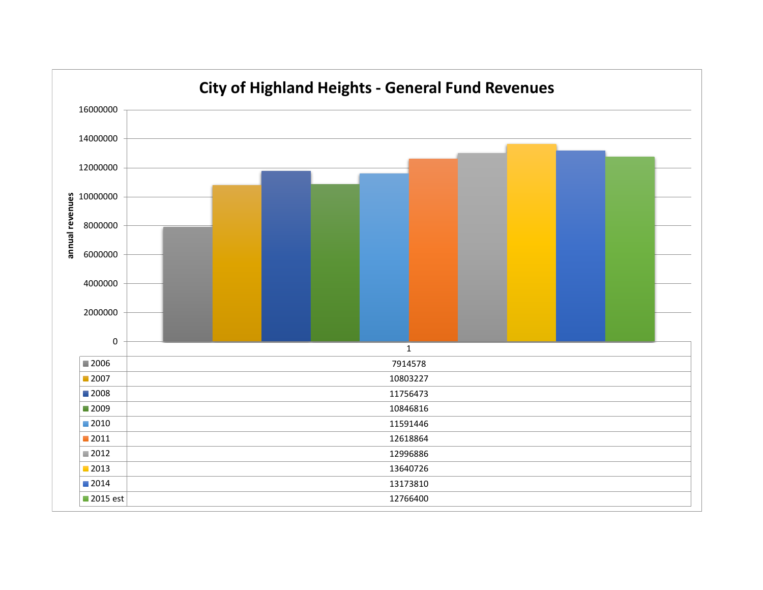# City of Highland Heights - General Fund Revenues

| | 1 |
|---|---|
| 2006 | 7914578 |
| 2007 | 10803227 |
| 2008 | 11756473 |
| 2009 | 10846816 |
| 2010 | 11591446 |
| 2011 | 12618864 |
| 2012 | 12996886 |
| 2013 | 13640726 |
| 2014 | 13173810 |
| 2015 est | 12766400 |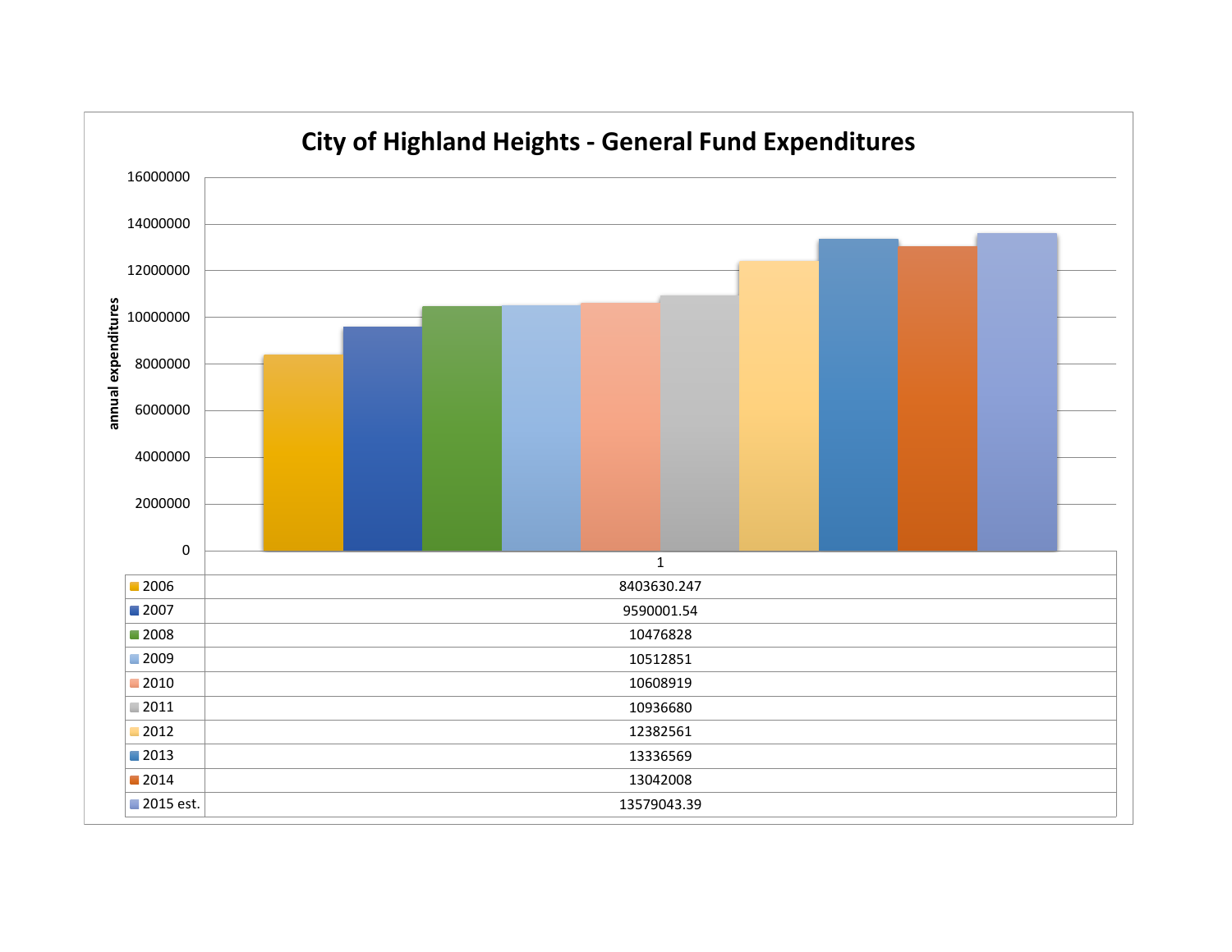# City of Highland Heights - General Fund Expenditures

annual expenditures

| | 1 |
|---|---|
| 2006 | 8403630.247 |
| 2007 | 9590001.54 |
| 2008 | 10476828 |
| 2009 | 10512851 |
| 2010 | 10608919 |
| 2011 | 10936680 |
| 2012 | 12382561 |
| 2013 | 13336569 |
| 2014 | 13042008 |
| 2015 est. | 13579043.39 |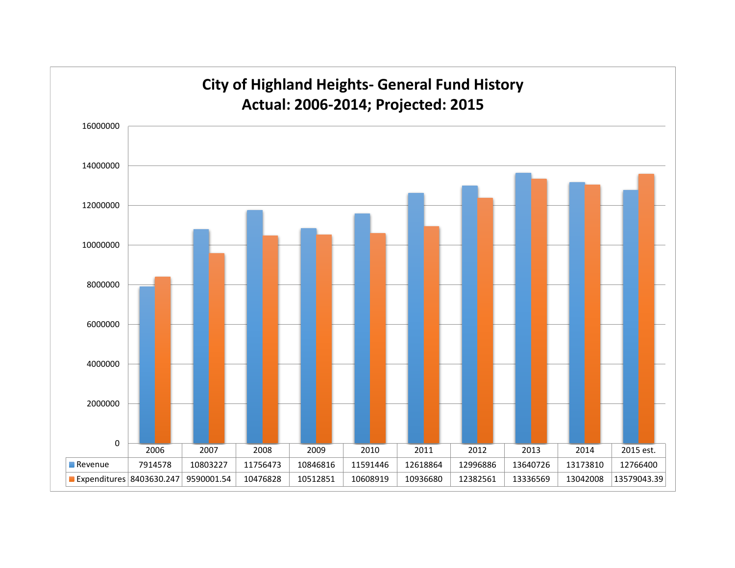# City of Highland Heights- General Fund History
## Actual: 2006-2014; Projected: 2015

| | 2006 | 2007 | 2008 | 2009 | 2010 | 2011 | 2012 | 2013 | 2014 | 2015 est. |
|---|---|---|---|---|---|---|---|---|---|---|
| Revenue | 7914578 | 10803227 | 11756473 | 10846816 | 11591446 | 12618864 | 12996886 | 13640726 | 13173810 | 12766400 |
| Expenditures | 8403630.247 | 9590001.54 | 10476828 | 10512851 | 10608919 | 10936680 | 12382561 | 13336569 | 13042008 | 13579043.39 |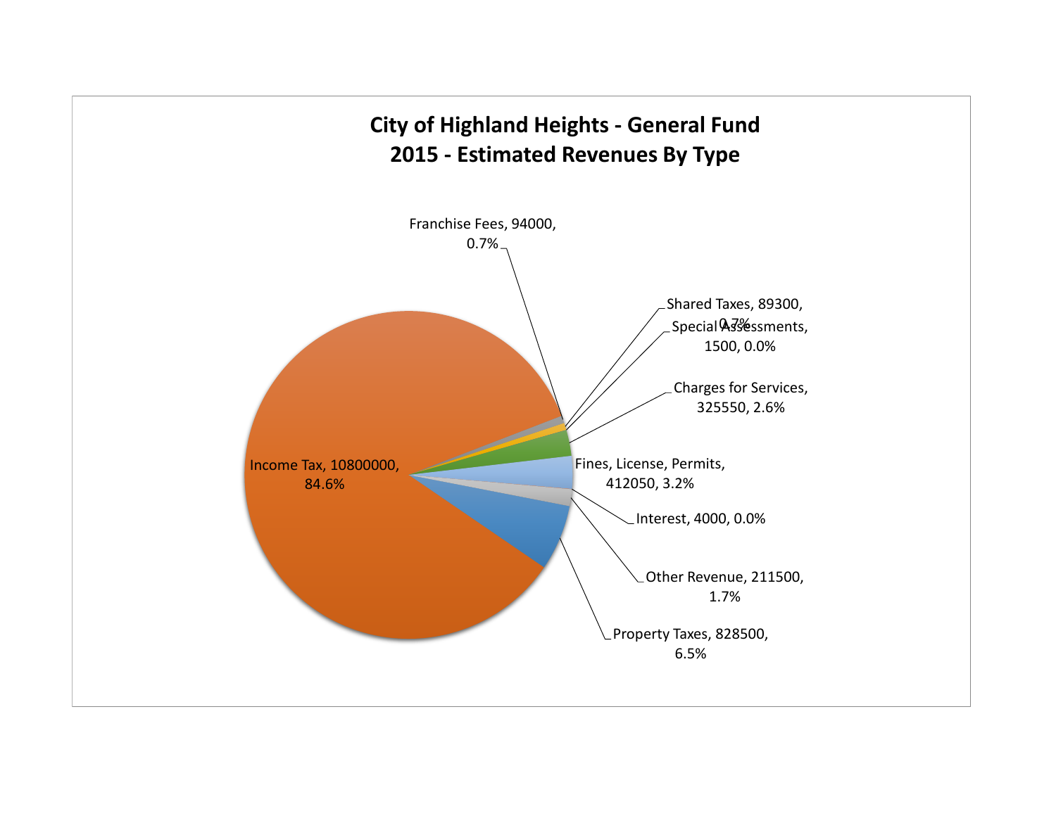# City of Highland Heights - General Fund
## 2015 - Estimated Revenues By Type

| Revenue Type | Amount | Percent |
|---|---|---|
| Income Tax | 10800000 | 84.6% |
| Franchise Fees | 94000 | 0.7% |
| Shared Taxes | 89300 | 0.7% |
| Special Assessments | 1500 | 0.0% |
| Charges for Services | 325550 | 2.6% |
| Fines, License, Permits | 412050 | 3.2% |
| Interest | 4000 | 0.0% |
| Other Revenue | 211500 | 1.7% |
| Property Taxes | 828500 | 6.5% |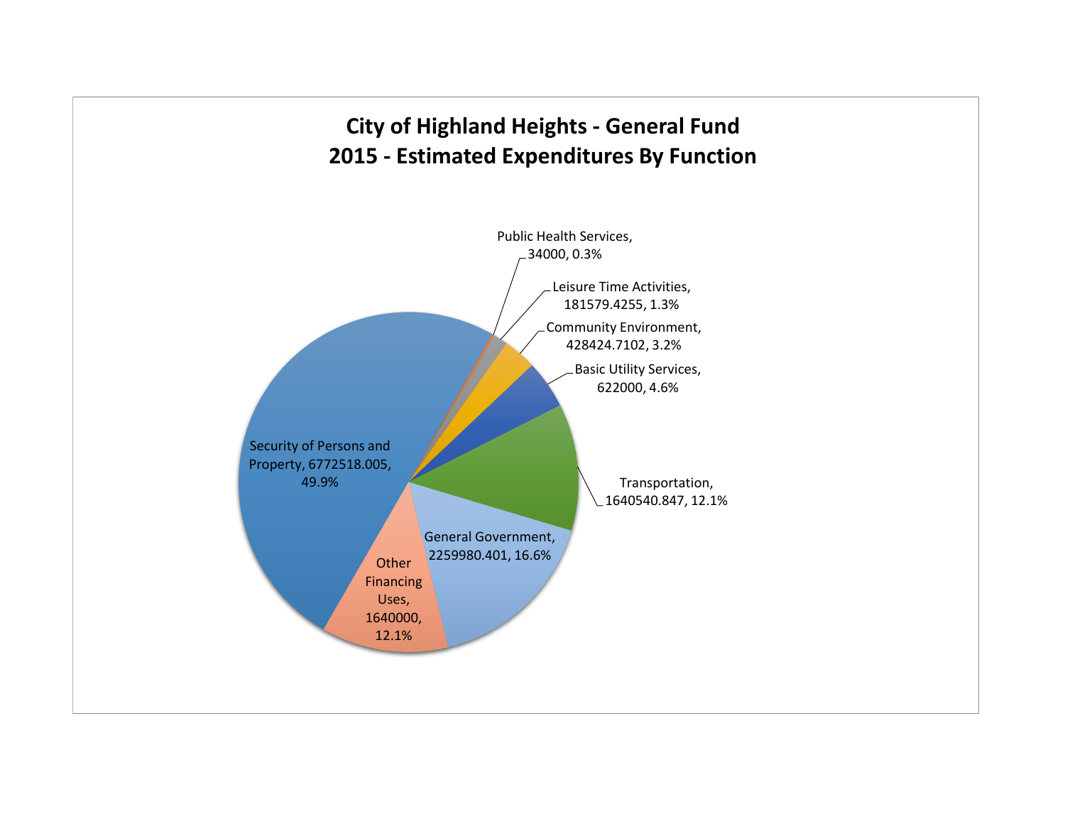# City of Highland Heights - General Fund
## 2015 - Estimated Expenditures By Function

Public Health Services, 34000, 0.3%

Leisure Time Activities, 181579.4255, 1.3%

Community Environment, 428424.7102, 3.2%

Basic Utility Services, 622000, 4.6%

Transportation, 1640540.847, 12.1%

General Government, 2259980.401, 16.6%

Other Financing Uses, 1640000, 12.1%

Security of Persons and Property, 6772518.005, 49.9%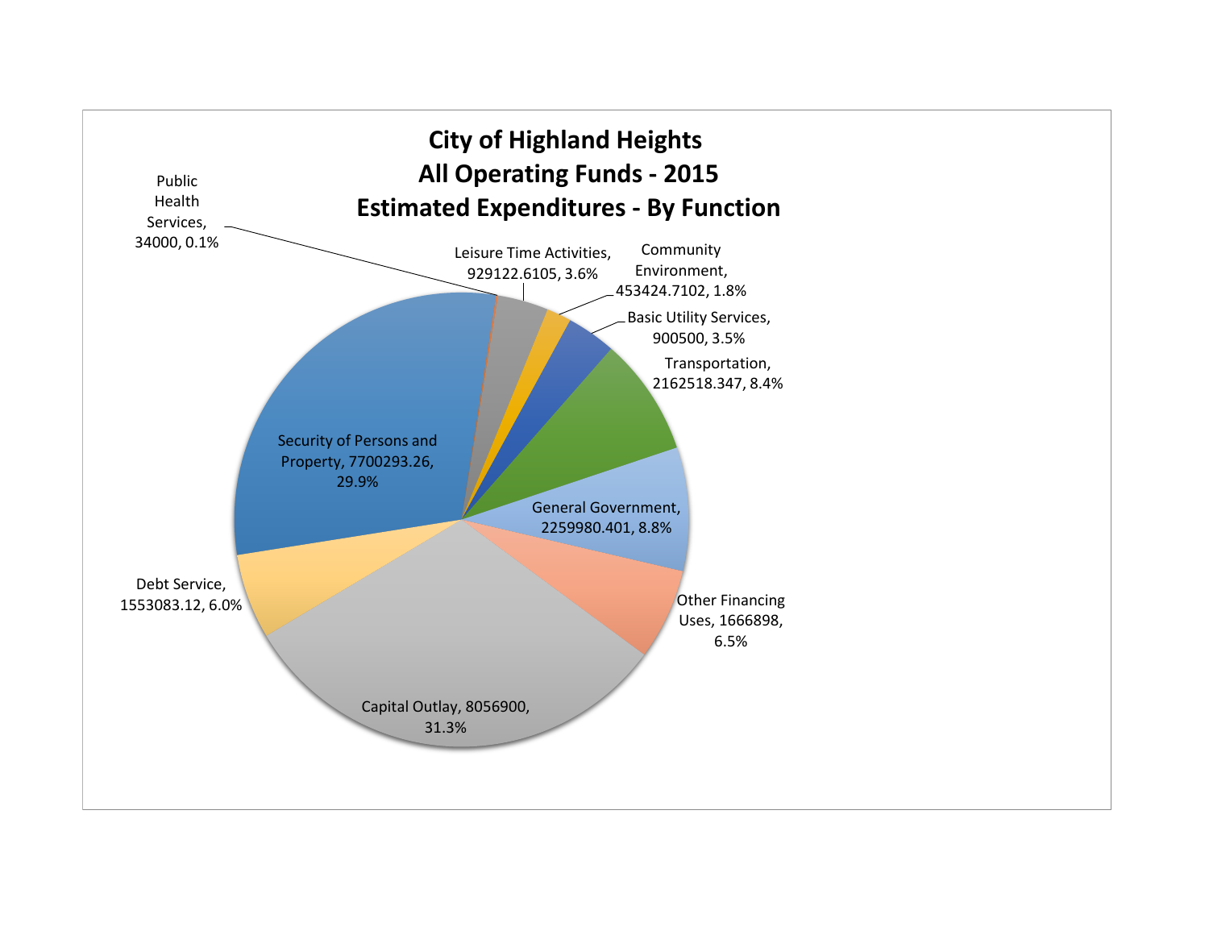# City of Highland Heights
## All Operating Funds - 2015
## Estimated Expenditures - By Function

Public Health Services, 34000, 0.1%

Leisure Time Activities, 929122.6105, 3.6%

Community Environment, 453424.7102, 1.8%

Basic Utility Services, 900500, 3.5%

Transportation, 2162518.347, 8.4%

General Government, 2259980.401, 8.8%

Other Financing Uses, 1666898, 6.5%

Capital Outlay, 8056900, 31.3%

Debt Service, 1553083.12, 6.0%

Security of Persons and Property, 7700293.26, 29.9%